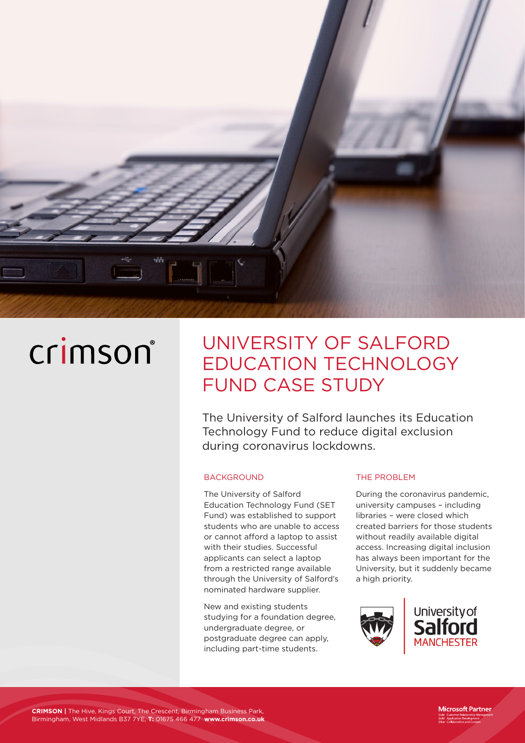crimson®

# UNIVERSITY OF SALFORD EDUCATION TECHNOLOGY FUND CASE STUDY

The University of Salford launches its Education Technology Fund to reduce digital exclusion during coronavirus lockdowns.

## BACKGROUND

The University of Salford Education Technology Fund (SET Fund) was established to support students who are unable to access or cannot afford a laptop to assist with their studies. Successful applicants can select a laptop from a restricted range available through the University of Salford's nominated hardware supplier.

New and existing students studying for a foundation degree, undergraduate degree, or postgraduate degree can apply, including part-time students.

## THE PROBLEM

During the coronavirus pandemic, university campuses – including libraries – were closed which created barriers for those students without readily available digital access. Increasing digital inclusion has always been important for the University, but it suddenly became a high priority.

University of Salford MANCHESTER

**CRIMSON |** The Hive, Kings Court, The Crescent, Birmingham Business Park, Birmingham, West Midlands B37 7YE, **T:** 01675 466 477 **www.crimson.co.uk**

Microsoft Partner
Gold Customer Relationship Management
Gold Application Development
Silver Collaboration and Content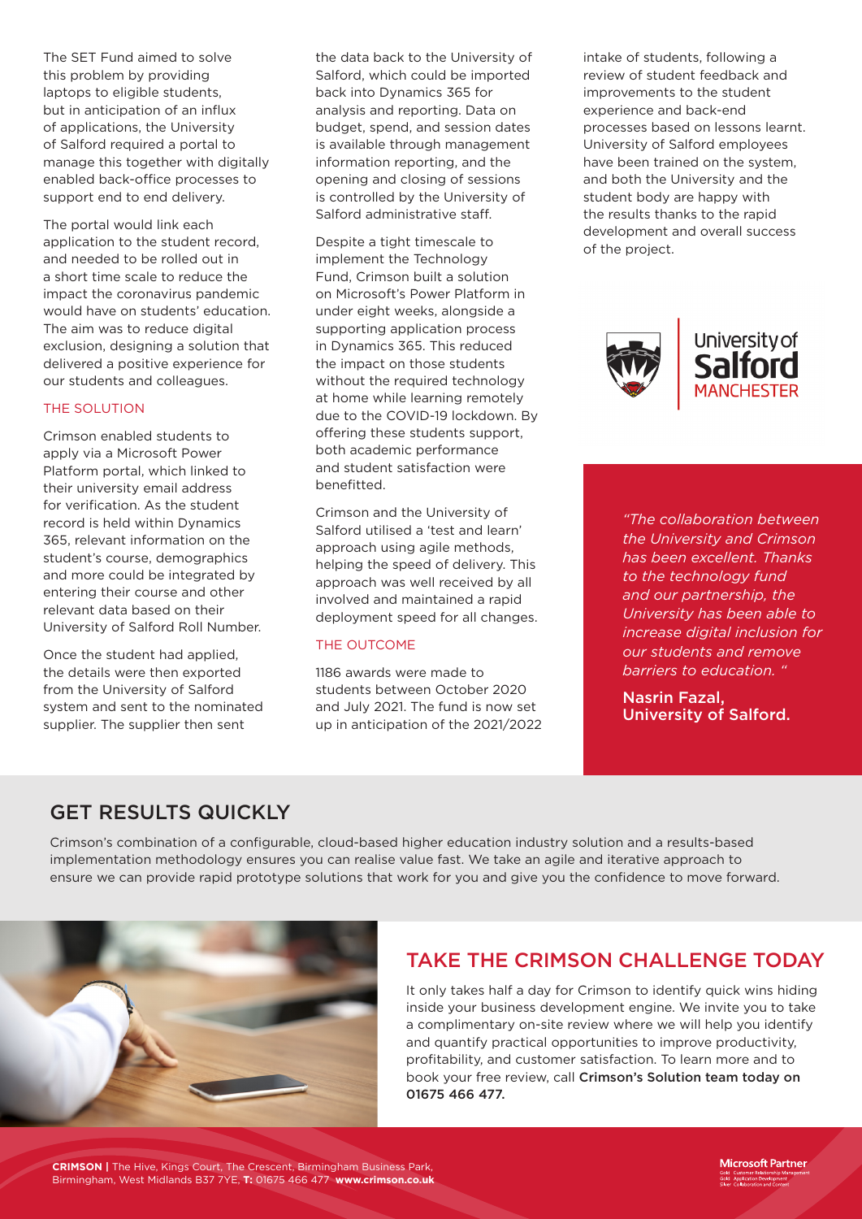The SET Fund aimed to solve this problem by providing laptops to eligible students, but in anticipation of an influx of applications, the University of Salford required a portal to manage this together with digitally enabled back-office processes to support end to end delivery.

The portal would link each application to the student record, and needed to be rolled out in a short time scale to reduce the impact the coronavirus pandemic would have on students' education. The aim was to reduce digital exclusion, designing a solution that delivered a positive experience for our students and colleagues.

### THE SOLUTION

Crimson enabled students to apply via a Microsoft Power Platform portal, which linked to their university email address for verification. As the student record is held within Dynamics 365, relevant information on the student's course, demographics and more could be integrated by entering their course and other relevant data based on their University of Salford Roll Number.

Once the student had applied, the details were then exported from the University of Salford system and sent to the nominated supplier. The supplier then sent the data back to the University of Salford, which could be imported back into Dynamics 365 for analysis and reporting. Data on budget, spend, and session dates is available through management information reporting, and the opening and closing of sessions is controlled by the University of Salford administrative staff.

Despite a tight timescale to implement the Technology Fund, Crimson built a solution on Microsoft's Power Platform in under eight weeks, alongside a supporting application process in Dynamics 365. This reduced the impact on those students without the required technology at home while learning remotely due to the COVID-19 lockdown. By offering these students support, both academic performance and student satisfaction were benefitted.

Crimson and the University of Salford utilised a 'test and learn' approach using agile methods, helping the speed of delivery. This approach was well received by all involved and maintained a rapid deployment speed for all changes.

### THE OUTCOME

1186 awards were made to students between October 2020 and July 2021. The fund is now set up in anticipation of the 2021/2022 intake of students, following a review of student feedback and improvements to the student experience and back-end processes based on lessons learnt. University of Salford employees have been trained on the system, and both the University and the student body are happy with the results thanks to the rapid development and overall success of the project.

University of Salford MANCHESTER

*"The collaboration between the University and Crimson has been excellent. Thanks to the technology fund and our partnership, the University has been able to increase digital inclusion for our students and remove barriers to education. "*

Nasrin Fazal,
University of Salford.

## GET RESULTS QUICKLY

Crimson's combination of a configurable, cloud-based higher education industry solution and a results-based implementation methodology ensures you can realise value fast. We take an agile and iterative approach to ensure we can provide rapid prototype solutions that work for you and give you the confidence to move forward.

## TAKE THE CRIMSON CHALLENGE TODAY

It only takes half a day for Crimson to identify quick wins hiding inside your business development engine. We invite you to take a complimentary on-site review where we will help you identify and quantify practical opportunities to improve productivity, profitability, and customer satisfaction. To learn more and to book your free review, call **Crimson's Solution team today on 01675 466 477.**

**CRIMSON |** The Hive, Kings Court, The Crescent, Birmingham Business Park, Birmingham, West Midlands B37 7YE, **T:** 01675 466 477 **www.crimson.co.uk**

Microsoft Partner
Gold Customer Relationship Management
Gold Application Development
Silver Collaboration and Content